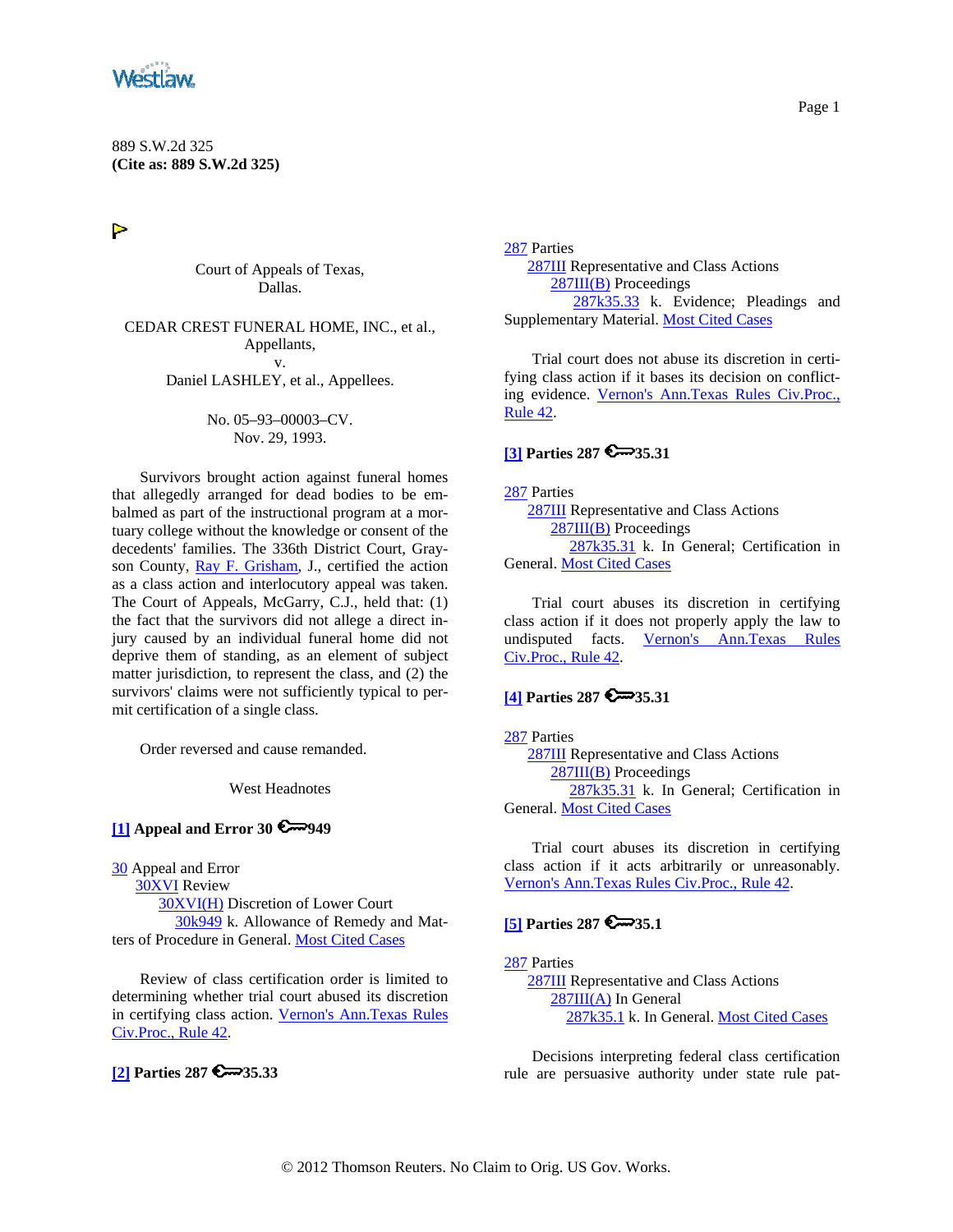889 S.W.2d 325
**(Cite as: 889 S.W.2d 325)**

Court of Appeals of Texas,
Dallas.

CEDAR CREST FUNERAL HOME, INC., et al., Appellants,
v.
Daniel LASHLEY, et al., Appellees.

No. 05–93–00003–CV.
Nov. 29, 1993.

Survivors brought action against funeral homes that allegedly arranged for dead bodies to be embalmed as part of the instructional program at a mortuary college without the knowledge or consent of the decedents' families. The 336th District Court, Grayson County, Ray F. Grisham, J., certified the action as a class action and interlocutory appeal was taken. The Court of Appeals, McGarry, C.J., held that: (1) the fact that the survivors did not allege a direct injury caused by an individual funeral home did not deprive them of standing, as an element of subject matter jurisdiction, to represent the class, and (2) the survivors' claims were not sufficiently typical to permit certification of a single class.

Order reversed and cause remanded.

West Headnotes

**[1] Appeal and Error 30 949**

30 Appeal and Error
30XVI Review
30XVI(H) Discretion of Lower Court
30k949 k. Allowance of Remedy and Matters of Procedure in General. Most Cited Cases

Review of class certification order is limited to determining whether trial court abused its discretion in certifying class action. Vernon's Ann.Texas Rules Civ.Proc., Rule 42.

**[2] Parties 287 35.33**

287 Parties
287III Representative and Class Actions
287III(B) Proceedings
287k35.33 k. Evidence; Pleadings and Supplementary Material. Most Cited Cases

Trial court does not abuse its discretion in certifying class action if it bases its decision on conflicting evidence. Vernon's Ann.Texas Rules Civ.Proc., Rule 42.

**[3] Parties 287 35.31**

287 Parties
287III Representative and Class Actions
287III(B) Proceedings
287k35.31 k. In General; Certification in General. Most Cited Cases

Trial court abuses its discretion in certifying class action if it does not properly apply the law to undisputed facts. Vernon's Ann.Texas Rules Civ.Proc., Rule 42.

**[4] Parties 287 35.31**

287 Parties
287III Representative and Class Actions
287III(B) Proceedings
287k35.31 k. In General; Certification in General. Most Cited Cases

Trial court abuses its discretion in certifying class action if it acts arbitrarily or unreasonably. Vernon's Ann.Texas Rules Civ.Proc., Rule 42.

**[5] Parties 287 35.1**

287 Parties
287III Representative and Class Actions
287III(A) In General
287k35.1 k. In General. Most Cited Cases

Decisions interpreting federal class certification rule are persuasive authority under state rule pat-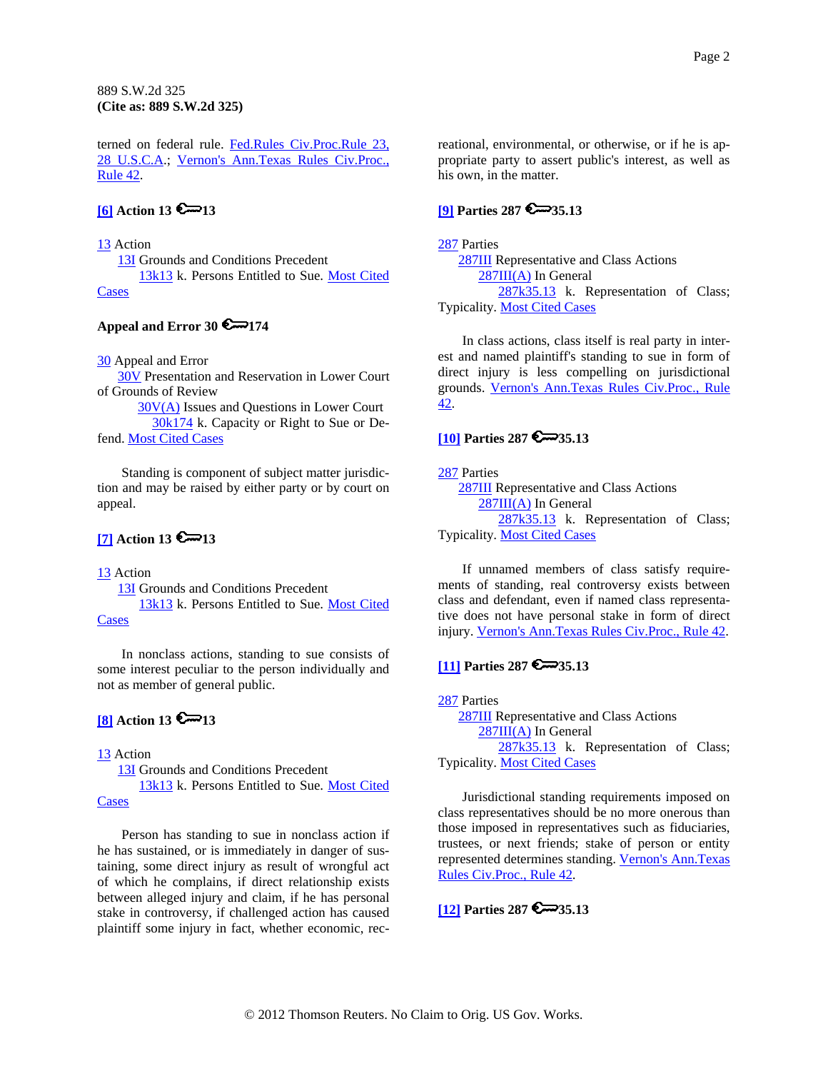terned on federal rule. Fed.Rules Civ.Proc.Rule 23, 28 U.S.C.A.; Vernon's Ann.Texas Rules Civ.Proc., Rule 42.

**[6] Action 13 🔑13**

13 Action
13I Grounds and Conditions Precedent
13k13 k. Persons Entitled to Sue. Most Cited Cases

**Appeal and Error 30 🔑174**

30 Appeal and Error
30V Presentation and Reservation in Lower Court of Grounds of Review
30V(A) Issues and Questions in Lower Court
30k174 k. Capacity or Right to Sue or Defend. Most Cited Cases

Standing is component of subject matter jurisdiction and may be raised by either party or by court on appeal.

**[7] Action 13 🔑13**

13 Action
13I Grounds and Conditions Precedent
13k13 k. Persons Entitled to Sue. Most Cited Cases

In nonclass actions, standing to sue consists of some interest peculiar to the person individually and not as member of general public.

**[8] Action 13 🔑13**

13 Action
13I Grounds and Conditions Precedent
13k13 k. Persons Entitled to Sue. Most Cited Cases

Person has standing to sue in nonclass action if he has sustained, or is immediately in danger of sustaining, some direct injury as result of wrongful act of which he complains, if direct relationship exists between alleged injury and claim, if he has personal stake in controversy, if challenged action has caused plaintiff some injury in fact, whether economic, recreational, environmental, or otherwise, or if he is appropriate party to assert public's interest, as well as his own, in the matter.

**[9] Parties 287 🔑35.13**

287 Parties
287III Representative and Class Actions
287III(A) In General
287k35.13 k. Representation of Class; Typicality. Most Cited Cases

In class actions, class itself is real party in interest and named plaintiff's standing to sue in form of direct injury is less compelling on jurisdictional grounds. Vernon's Ann.Texas Rules Civ.Proc., Rule 42.

**[10] Parties 287 🔑35.13**

287 Parties
287III Representative and Class Actions
287III(A) In General
287k35.13 k. Representation of Class; Typicality. Most Cited Cases

If unnamed members of class satisfy requirements of standing, real controversy exists between class and defendant, even if named class representative does not have personal stake in form of direct injury. Vernon's Ann.Texas Rules Civ.Proc., Rule 42.

**[11] Parties 287 🔑35.13**

287 Parties
287III Representative and Class Actions
287III(A) In General
287k35.13 k. Representation of Class; Typicality. Most Cited Cases

Jurisdictional standing requirements imposed on class representatives should be no more onerous than those imposed in representatives such as fiduciaries, trustees, or next friends; stake of person or entity represented determines standing. Vernon's Ann.Texas Rules Civ.Proc., Rule 42.

**[12] Parties 287 🔑35.13**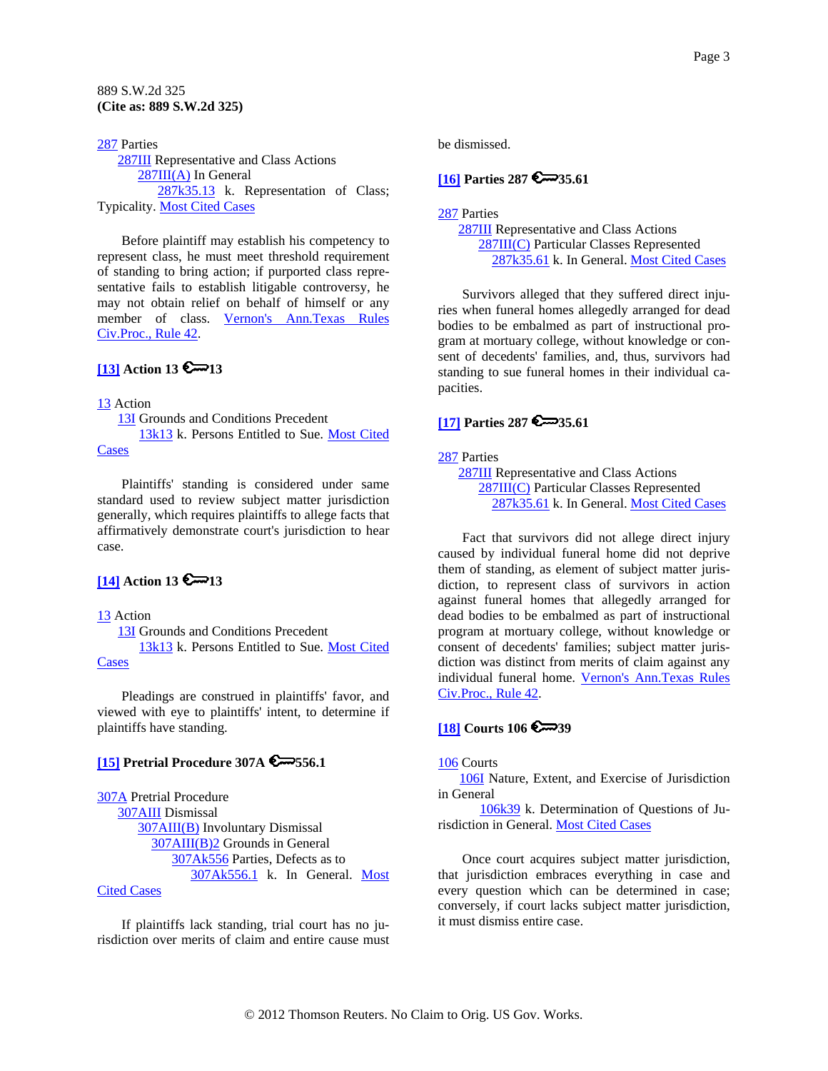889 S.W.2d 325
**(Cite as: 889 S.W.2d 325)**

287 Parties
287III Representative and Class Actions
287III(A) In General
287k35.13 k. Representation of Class; Typicality. Most Cited Cases

Before plaintiff may establish his competency to represent class, he must meet threshold requirement of standing to bring action; if purported class representative fails to establish litigable controversy, he may not obtain relief on behalf of himself or any member of class. Vernon's Ann.Texas Rules Civ.Proc., Rule 42.

**[13] Action 13 ⚿13**

13 Action
13I Grounds and Conditions Precedent
13k13 k. Persons Entitled to Sue. Most Cited Cases

Plaintiffs' standing is considered under same standard used to review subject matter jurisdiction generally, which requires plaintiffs to allege facts that affirmatively demonstrate court's jurisdiction to hear case.

**[14] Action 13 ⚿13**

13 Action
13I Grounds and Conditions Precedent
13k13 k. Persons Entitled to Sue. Most Cited Cases

Pleadings are construed in plaintiffs' favor, and viewed with eye to plaintiffs' intent, to determine if plaintiffs have standing.

**[15] Pretrial Procedure 307A ⚿556.1**

307A Pretrial Procedure
307AIII Dismissal
307AIII(B) Involuntary Dismissal
307AIII(B)2 Grounds in General
307Ak556 Parties, Defects as to
307Ak556.1 k. In General. Most Cited Cases

If plaintiffs lack standing, trial court has no jurisdiction over merits of claim and entire cause must be dismissed.

**[16] Parties 287 ⚿35.61**

287 Parties
287III Representative and Class Actions
287III(C) Particular Classes Represented
287k35.61 k. In General. Most Cited Cases

Survivors alleged that they suffered direct injuries when funeral homes allegedly arranged for dead bodies to be embalmed as part of instructional program at mortuary college, without knowledge or consent of decedents' families, and, thus, survivors had standing to sue funeral homes in their individual capacities.

**[17] Parties 287 ⚿35.61**

287 Parties
287III Representative and Class Actions
287III(C) Particular Classes Represented
287k35.61 k. In General. Most Cited Cases

Fact that survivors did not allege direct injury caused by individual funeral home did not deprive them of standing, as element of subject matter jurisdiction, to represent class of survivors in action against funeral homes that allegedly arranged for dead bodies to be embalmed as part of instructional program at mortuary college, without knowledge or consent of decedents' families; subject matter jurisdiction was distinct from merits of claim against any individual funeral home. Vernon's Ann.Texas Rules Civ.Proc., Rule 42.

**[18] Courts 106 ⚿39**

106 Courts
106I Nature, Extent, and Exercise of Jurisdiction in General
106k39 k. Determination of Questions of Jurisdiction in General. Most Cited Cases

Once court acquires subject matter jurisdiction, that jurisdiction embraces everything in case and every question which can be determined in case; conversely, if court lacks subject matter jurisdiction, it must dismiss entire case.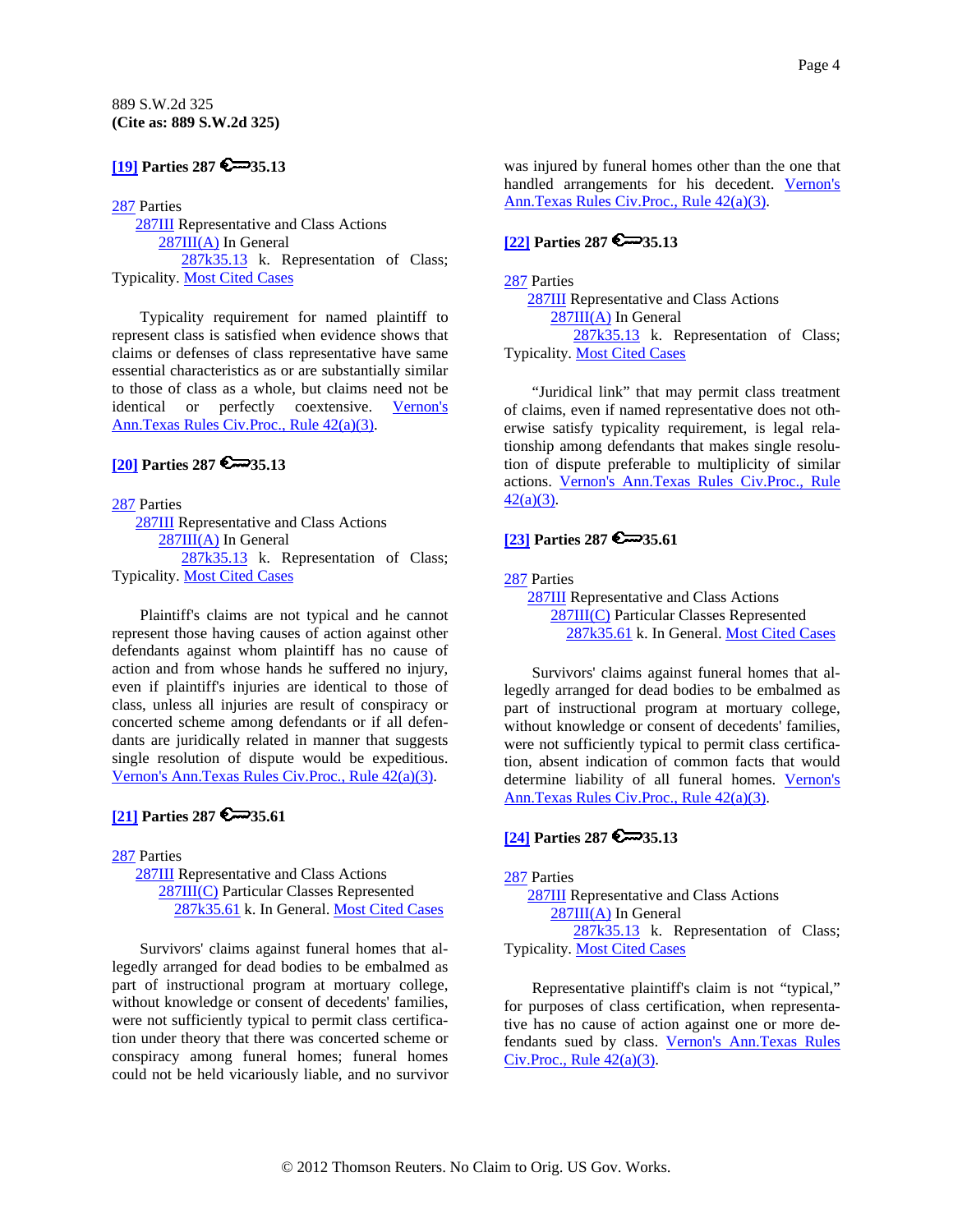889 S.W.2d 325
**(Cite as: 889 S.W.2d 325)**

**[19] Parties 287 35.13**

287 Parties
287III Representative and Class Actions
287III(A) In General
287k35.13 k. Representation of Class; Typicality. Most Cited Cases

Typicality requirement for named plaintiff to represent class is satisfied when evidence shows that claims or defenses of class representative have same essential characteristics as or are substantially similar to those of class as a whole, but claims need not be identical or perfectly coextensive. Vernon's Ann.Texas Rules Civ.Proc., Rule 42(a)(3).

**[20] Parties 287 35.13**

287 Parties
287III Representative and Class Actions
287III(A) In General
287k35.13 k. Representation of Class; Typicality. Most Cited Cases

Plaintiff's claims are not typical and he cannot represent those having causes of action against other defendants against whom plaintiff has no cause of action and from whose hands he suffered no injury, even if plaintiff's injuries are identical to those of class, unless all injuries are result of conspiracy or concerted scheme among defendants or if all defendants are juridically related in manner that suggests single resolution of dispute would be expeditious. Vernon's Ann.Texas Rules Civ.Proc., Rule 42(a)(3).

**[21] Parties 287 35.61**

287 Parties
287III Representative and Class Actions
287III(C) Particular Classes Represented
287k35.61 k. In General. Most Cited Cases

Survivors' claims against funeral homes that allegedly arranged for dead bodies to be embalmed as part of instructional program at mortuary college, without knowledge or consent of decedents' families, were not sufficiently typical to permit class certification under theory that there was concerted scheme or conspiracy among funeral homes; funeral homes could not be held vicariously liable, and no survivor was injured by funeral homes other than the one that handled arrangements for his decedent. Vernon's Ann.Texas Rules Civ.Proc., Rule 42(a)(3).

**[22] Parties 287 35.13**

287 Parties
287III Representative and Class Actions
287III(A) In General
287k35.13 k. Representation of Class; Typicality. Most Cited Cases

"Juridical link" that may permit class treatment of claims, even if named representative does not otherwise satisfy typicality requirement, is legal relationship among defendants that makes single resolution of dispute preferable to multiplicity of similar actions. Vernon's Ann.Texas Rules Civ.Proc., Rule 42(a)(3).

**[23] Parties 287 35.61**

287 Parties
287III Representative and Class Actions
287III(C) Particular Classes Represented
287k35.61 k. In General. Most Cited Cases

Survivors' claims against funeral homes that allegedly arranged for dead bodies to be embalmed as part of instructional program at mortuary college, without knowledge or consent of decedents' families, were not sufficiently typical to permit class certification, absent indication of common facts that would determine liability of all funeral homes. Vernon's Ann.Texas Rules Civ.Proc., Rule 42(a)(3).

**[24] Parties 287 35.13**

287 Parties
287III Representative and Class Actions
287III(A) In General
287k35.13 k. Representation of Class; Typicality. Most Cited Cases

Representative plaintiff's claim is not "typical," for purposes of class certification, when representative has no cause of action against one or more defendants sued by class. Vernon's Ann.Texas Rules Civ.Proc., Rule 42(a)(3).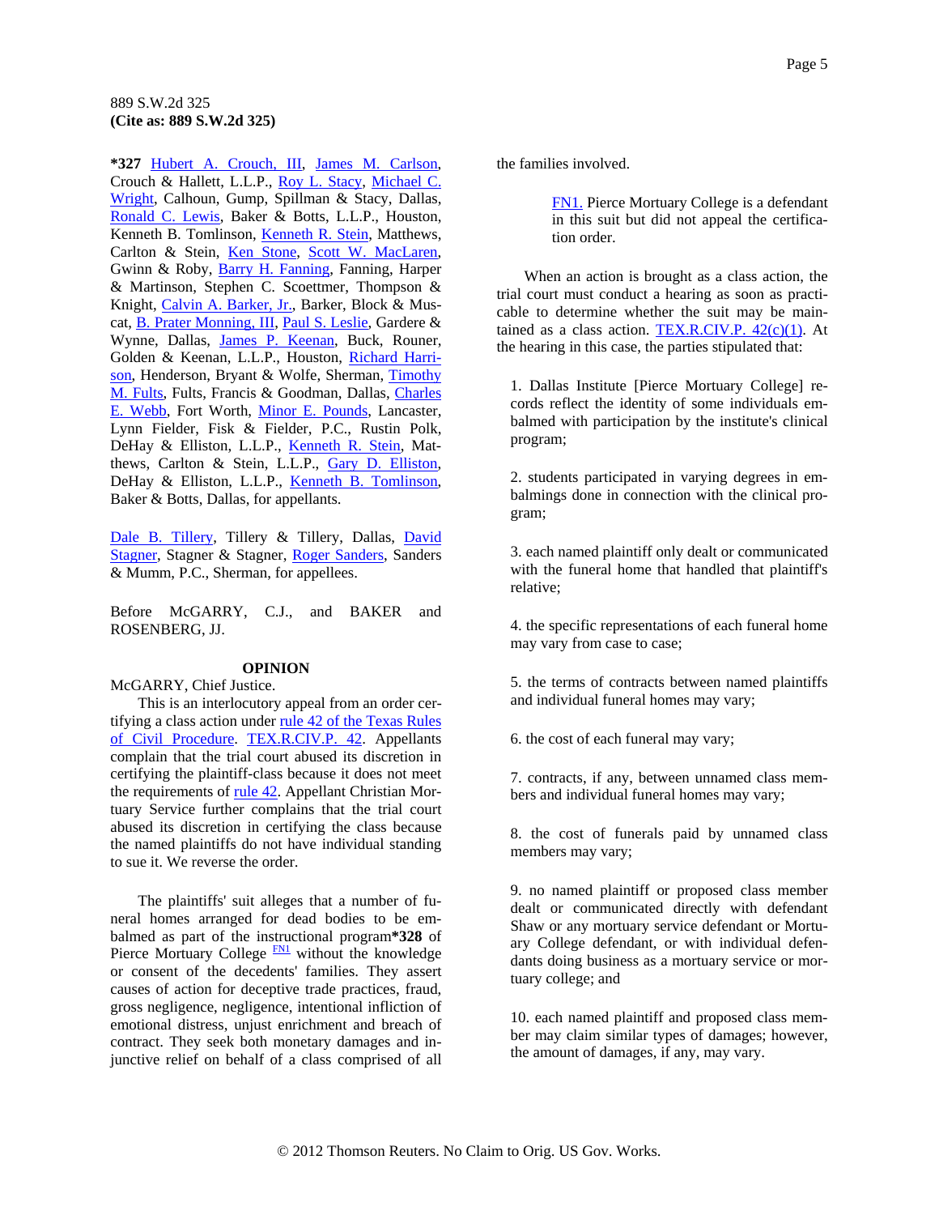*327 Hubert A. Crouch, III, James M. Carlson, Crouch & Hallett, L.L.P., Roy L. Stacy, Michael C. Wright, Calhoun, Gump, Spillman & Stacy, Dallas, Ronald C. Lewis, Baker & Botts, L.L.P., Houston, Kenneth B. Tomlinson, Kenneth R. Stein, Matthews, Carlton & Stein, Ken Stone, Scott W. MacLaren, Gwinn & Roby, Barry H. Fanning, Fanning, Harper & Martinson, Stephen C. Scoettmer, Thompson & Knight, Calvin A. Barker, Jr., Barker, Block & Muscat, B. Prater Monning, III, Paul S. Leslie, Gardere & Wynne, Dallas, James P. Keenan, Buck, Rouner, Golden & Keenan, L.L.P., Houston, Richard Harrison, Henderson, Bryant & Wolfe, Sherman, Timothy M. Fults, Fults, Francis & Goodman, Dallas, Charles E. Webb, Fort Worth, Minor E. Pounds, Lancaster, Lynn Fielder, Fisk & Fielder, P.C., Rustin Polk, DeHay & Elliston, L.L.P., Kenneth R. Stein, Matthews, Carlton & Stein, L.L.P., Gary D. Elliston, DeHay & Elliston, L.L.P., Kenneth B. Tomlinson, Baker & Botts, Dallas, for appellants.

Dale B. Tillery, Tillery & Tillery, Dallas, David Stagner, Stagner & Stagner, Roger Sanders, Sanders & Mumm, P.C., Sherman, for appellees.

Before McGARRY, C.J., and BAKER and ROSENBERG, JJ.

## OPINION

McGARRY, Chief Justice.

This is an interlocutory appeal from an order certifying a class action under rule 42 of the Texas Rules of Civil Procedure. TEX.R.CIV.P. 42. Appellants complain that the trial court abused its discretion in certifying the plaintiff-class because it does not meet the requirements of rule 42. Appellant Christian Mortuary Service further complains that the trial court abused its discretion in certifying the class because the named plaintiffs do not have individual standing to sue it. We reverse the order.

The plaintiffs' suit alleges that a number of funeral homes arranged for dead bodies to be embalmed as part of the instructional program*328 of Pierce Mortuary College [FN1] without the knowledge or consent of the decedents' families. They assert causes of action for deceptive trade practices, fraud, gross negligence, negligence, intentional infliction of emotional distress, unjust enrichment and breach of contract. They seek both monetary damages and injunctive relief on behalf of a class comprised of all the families involved.

> FN1. Pierce Mortuary College is a defendant in this suit but did not appeal the certification order.

When an action is brought as a class action, the trial court must conduct a hearing as soon as practicable to determine whether the suit may be maintained as a class action. TEX.R.CIV.P. 42(c)(1). At the hearing in this case, the parties stipulated that:

> 1. Dallas Institute [Pierce Mortuary College] records reflect the identity of some individuals embalmed with participation by the institute's clinical program;
>
> 2. students participated in varying degrees in embalmings done in connection with the clinical program;
>
> 3. each named plaintiff only dealt or communicated with the funeral home that handled that plaintiff's relative;
>
> 4. the specific representations of each funeral home may vary from case to case;
>
> 5. the terms of contracts between named plaintiffs and individual funeral homes may vary;
>
> 6. the cost of each funeral may vary;
>
> 7. contracts, if any, between unnamed class members and individual funeral homes may vary;
>
> 8. the cost of funerals paid by unnamed class members may vary;
>
> 9. no named plaintiff or proposed class member dealt or communicated directly with defendant Shaw or any mortuary service defendant or Mortuary College defendant, or with individual defendants doing business as a mortuary service or mortuary college; and
>
> 10. each named plaintiff and proposed class member may claim similar types of damages; however, the amount of damages, if any, may vary.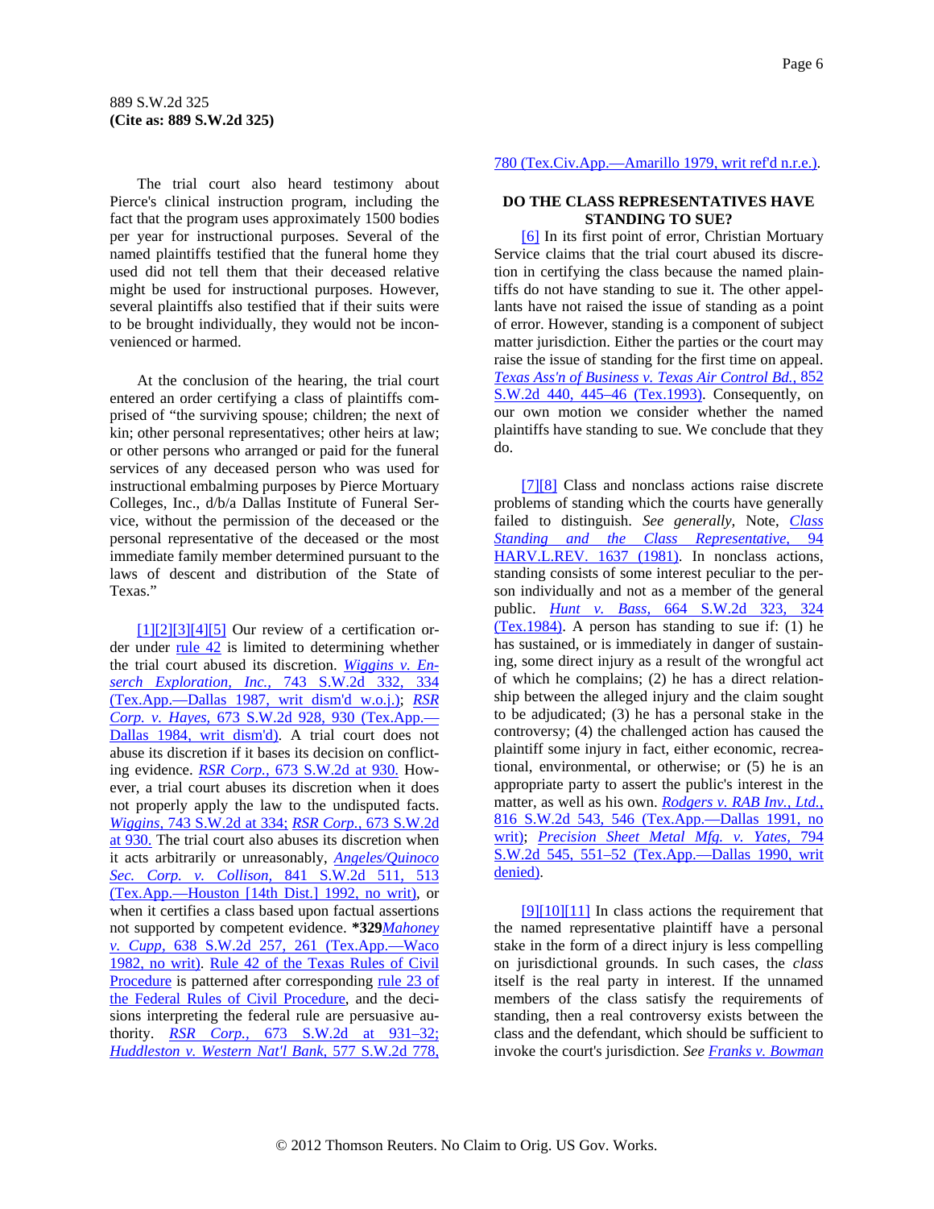The trial court also heard testimony about Pierce's clinical instruction program, including the fact that the program uses approximately 1500 bodies per year for instructional purposes. Several of the named plaintiffs testified that the funeral home they used did not tell them that their deceased relative might be used for instructional purposes. However, several plaintiffs also testified that if their suits were to be brought individually, they would not be inconvenienced or harmed.

At the conclusion of the hearing, the trial court entered an order certifying a class of plaintiffs comprised of "the surviving spouse; children; the next of kin; other personal representatives; other heirs at law; or other persons who arranged or paid for the funeral services of any deceased person who was used for instructional embalming purposes by Pierce Mortuary Colleges, Inc., d/b/a Dallas Institute of Funeral Service, without the permission of the deceased or the personal representative of the deceased or the most immediate family member determined pursuant to the laws of descent and distribution of the State of Texas."

[1][2][3][4][5] Our review of a certification order under rule 42 is limited to determining whether the trial court abused its discretion. *Wiggins v. Enserch Exploration, Inc.,* 743 S.W.2d 332, 334 (Tex.App.—Dallas 1987, writ dism'd w.o.j.); *RSR Corp. v. Hayes,* 673 S.W.2d 928, 930 (Tex.App.—Dallas 1984, writ dism'd). A trial court does not abuse its discretion if it bases its decision on conflicting evidence. *RSR Corp.,* 673 S.W.2d at 930. However, a trial court abuses its discretion when it does not properly apply the law to the undisputed facts. *Wiggins,* 743 S.W.2d at 334; *RSR Corp.,* 673 S.W.2d at 930. The trial court also abuses its discretion when it acts arbitrarily or unreasonably, *Angeles/Quinoco Sec. Corp. v. Collison,* 841 S.W.2d 511, 513 (Tex.App.—Houston [14th Dist.] 1992, no writ), or when it certifies a class based upon factual assertions not supported by competent evidence. **\*329***Mahoney v. Cupp,* 638 S.W.2d 257, 261 (Tex.App.—Waco 1982, no writ). Rule 42 of the Texas Rules of Civil Procedure is patterned after corresponding rule 23 of the Federal Rules of Civil Procedure, and the decisions interpreting the federal rule are persuasive authority. *RSR Corp.,* 673 S.W.2d at 931–32; *Huddleston v. Western Nat'l Bank,* 577 S.W.2d 778, 780 (Tex.Civ.App.—Amarillo 1979, writ ref'd n.r.e.).

## DO THE CLASS REPRESENTATIVES HAVE STANDING TO SUE?

[6] In its first point of error, Christian Mortuary Service claims that the trial court abused its discretion in certifying the class because the named plaintiffs do not have standing to sue it. The other appellants have not raised the issue of standing as a point of error. However, standing is a component of subject matter jurisdiction. Either the parties or the court may raise the issue of standing for the first time on appeal. *Texas Ass'n of Business v. Texas Air Control Bd.,* 852 S.W.2d 440, 445–46 (Tex.1993). Consequently, on our own motion we consider whether the named plaintiffs have standing to sue. We conclude that they do.

[7][8] Class and nonclass actions raise discrete problems of standing which the courts have generally failed to distinguish. *See generally,* Note, *Class Standing and the Class Representative,* 94 HARV.L.REV. 1637 (1981). In nonclass actions, standing consists of some interest peculiar to the person individually and not as a member of the general public. *Hunt v. Bass,* 664 S.W.2d 323, 324 (Tex.1984). A person has standing to sue if: (1) he has sustained, or is immediately in danger of sustaining, some direct injury as a result of the wrongful act of which he complains; (2) he has a direct relationship between the alleged injury and the claim sought to be adjudicated; (3) he has a personal stake in the controversy; (4) the challenged action has caused the plaintiff some injury in fact, either economic, recreational, environmental, or otherwise; or (5) he is an appropriate party to assert the public's interest in the matter, as well as his own. *Rodgers v. RAB Inv., Ltd.,* 816 S.W.2d 543, 546 (Tex.App.—Dallas 1991, no writ); *Precision Sheet Metal Mfg. v. Yates,* 794 S.W.2d 545, 551–52 (Tex.App.—Dallas 1990, writ denied).

[9][10][11] In class actions the requirement that the named representative plaintiff have a personal stake in the form of a direct injury is less compelling on jurisdictional grounds. In such cases, the *class* itself is the real party in interest. If the unnamed members of the class satisfy the requirements of standing, then a real controversy exists between the class and the defendant, which should be sufficient to invoke the court's jurisdiction. *See Franks v. Bowman*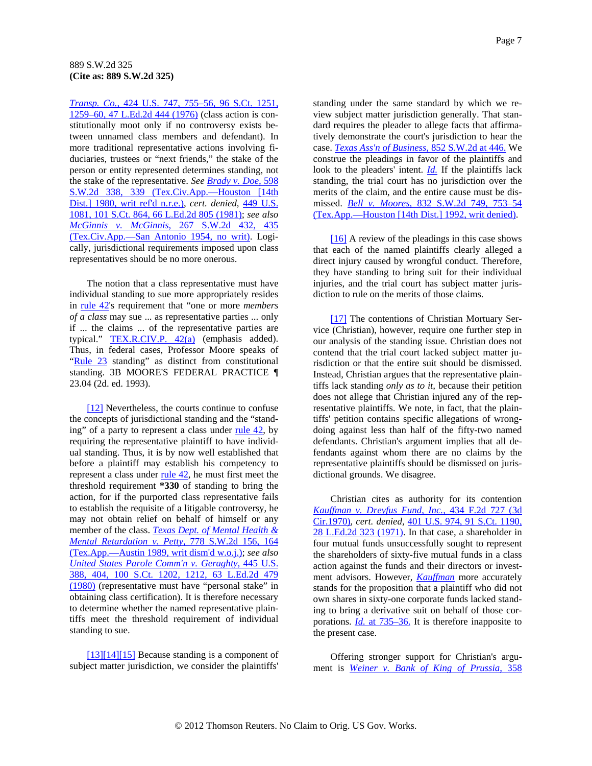*Transp. Co.*, 424 U.S. 747, 755–56, 96 S.Ct. 1251, 1259–60, 47 L.Ed.2d 444 (1976) (class action is constitutionally moot only if no controversy exists between unnamed class members and defendant). In more traditional representative actions involving fiduciaries, trustees or "next friends," the stake of the person or entity represented determines standing, not the stake of the representative. *See Brady v. Doe,* 598 S.W.2d 338, 339 (Tex.Civ.App.—Houston [14th Dist.] 1980, writ ref'd n.r.e.), *cert. denied,* 449 U.S. 1081, 101 S.Ct. 864, 66 L.Ed.2d 805 (1981); *see also McGinnis v. McGinnis,* 267 S.W.2d 432, 435 (Tex.Civ.App.—San Antonio 1954, no writ). Logically, jurisdictional requirements imposed upon class representatives should be no more onerous.

The notion that a class representative must have individual standing to sue more appropriately resides in rule 42's requirement that "one or more *members of a class* may sue ... as representative parties ... only if ... the claims ... of the representative parties are typical." TEX.R.CIV.P. 42(a) (emphasis added). Thus, in federal cases, Professor Moore speaks of "Rule 23 standing" as distinct from constitutional standing. 3B MOORE'S FEDERAL PRACTICE ¶ 23.04 (2d. ed. 1993).

[12] Nevertheless, the courts continue to confuse the concepts of jurisdictional standing and the "standing" of a party to represent a class under rule 42, by requiring the representative plaintiff to have individual standing. Thus, it is by now well established that before a plaintiff may establish his competency to represent a class under rule 42, he must first meet the threshold requirement **\*330** of standing to bring the action, for if the purported class representative fails to establish the requisite of a litigable controversy, he may not obtain relief on behalf of himself or any member of the class. *Texas Dept. of Mental Health & Mental Retardation v. Petty,* 778 S.W.2d 156, 164 (Tex.App.—Austin 1989, writ dism'd w.o.j.); *see also United States Parole Comm'n v. Geraghty,* 445 U.S. 388, 404, 100 S.Ct. 1202, 1212, 63 L.Ed.2d 479 (1980) (representative must have "personal stake" in obtaining class certification). It is therefore necessary to determine whether the named representative plaintiffs meet the threshold requirement of individual standing to sue.

[13][14][15] Because standing is a component of subject matter jurisdiction, we consider the plaintiffs' standing under the same standard by which we review subject matter jurisdiction generally. That standard requires the pleader to allege facts that affirmatively demonstrate the court's jurisdiction to hear the case. *Texas Ass'n of Business,* 852 S.W.2d at 446. We construe the pleadings in favor of the plaintiffs and look to the pleaders' intent. *Id.* If the plaintiffs lack standing, the trial court has no jurisdiction over the merits of the claim, and the entire cause must be dismissed. *Bell v. Moores,* 832 S.W.2d 749, 753–54 (Tex.App.—Houston [14th Dist.] 1992, writ denied).

[16] A review of the pleadings in this case shows that each of the named plaintiffs clearly alleged a direct injury caused by wrongful conduct. Therefore, they have standing to bring suit for their individual injuries, and the trial court has subject matter jurisdiction to rule on the merits of those claims.

[17] The contentions of Christian Mortuary Service (Christian), however, require one further step in our analysis of the standing issue. Christian does not contend that the trial court lacked subject matter jurisdiction or that the entire suit should be dismissed. Instead, Christian argues that the representative plaintiffs lack standing *only as to it,* because their petition does not allege that Christian injured any of the representative plaintiffs. We note, in fact, that the plaintiffs' petition contains specific allegations of wrongdoing against less than half of the fifty-two named defendants. Christian's argument implies that all defendants against whom there are no claims by the representative plaintiffs should be dismissed on jurisdictional grounds. We disagree.

Christian cites as authority for its contention *Kauffman v. Dreyfus Fund, Inc.,* 434 F.2d 727 (3d Cir.1970), *cert. denied,* 401 U.S. 974, 91 S.Ct. 1190, 28 L.Ed.2d 323 (1971). In that case, a shareholder in four mutual funds unsuccessfully sought to represent the shareholders of sixty-five mutual funds in a class action against the funds and their directors or investment advisors. However, *Kauffman* more accurately stands for the proposition that a plaintiff who did not own shares in sixty-one corporate funds lacked standing to bring a derivative suit on behalf of those corporations. *Id.* at 735–36. It is therefore inapposite to the present case.

Offering stronger support for Christian's argument is *Weiner v. Bank of King of Prussia,* 358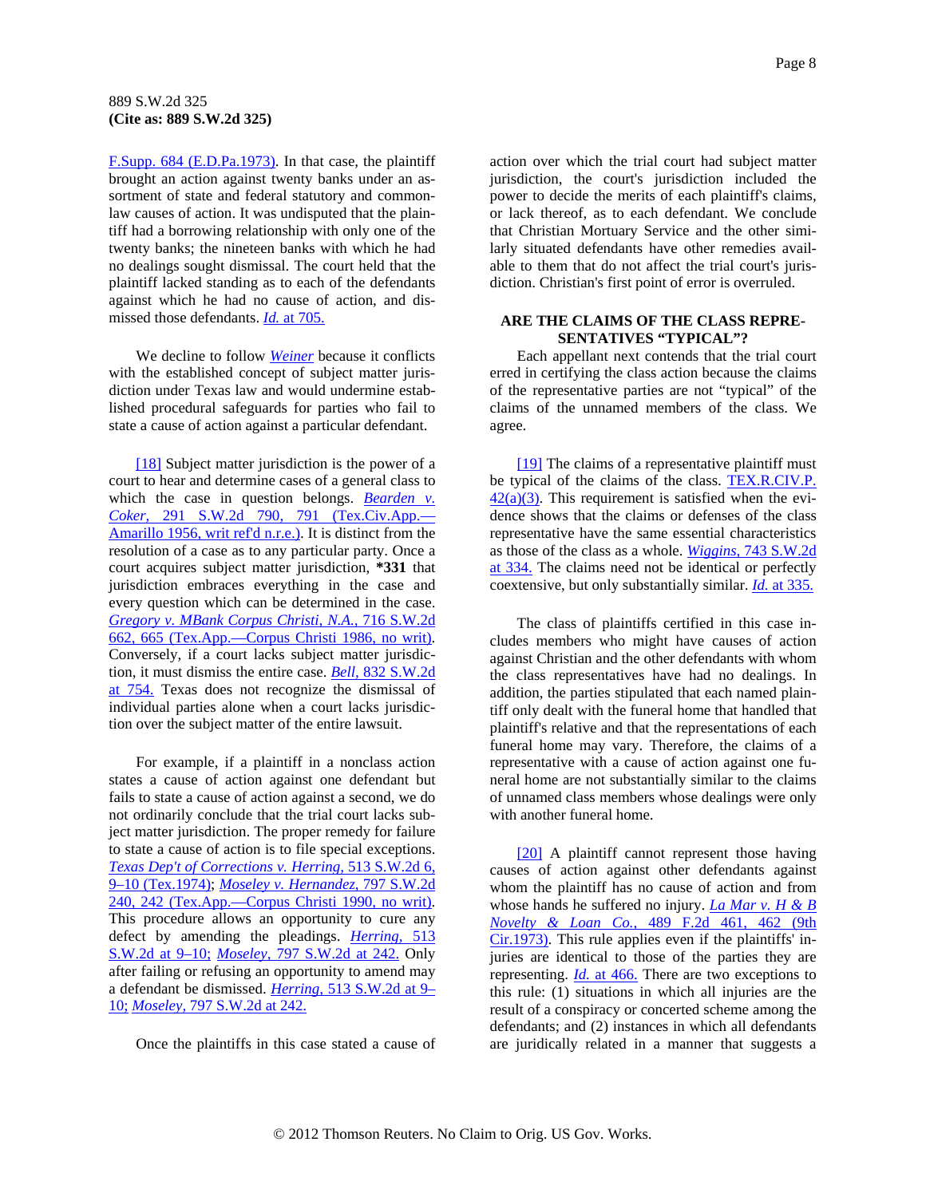F.Supp. 684 (E.D.Pa.1973). In that case, the plaintiff brought an action against twenty banks under an assortment of state and federal statutory and common-law causes of action. It was undisputed that the plaintiff had a borrowing relationship with only one of the twenty banks; the nineteen banks with which he had no dealings sought dismissal. The court held that the plaintiff lacked standing as to each of the defendants against which he had no cause of action, and dismissed those defendants. *Id.* at 705.

We decline to follow *Weiner* because it conflicts with the established concept of subject matter jurisdiction under Texas law and would undermine established procedural safeguards for parties who fail to state a cause of action against a particular defendant.

[18] Subject matter jurisdiction is the power of a court to hear and determine cases of a general class to which the case in question belongs. *Bearden v. Coker,* 291 S.W.2d 790, 791 (Tex.Civ.App.—Amarillo 1956, writ ref'd n.r.e.). It is distinct from the resolution of a case as to any particular party. Once a court acquires subject matter jurisdiction, **\*331** that jurisdiction embraces everything in the case and every question which can be determined in the case. *Gregory v. MBank Corpus Christi, N.A.,* 716 S.W.2d 662, 665 (Tex.App.—Corpus Christi 1986, no writ). Conversely, if a court lacks subject matter jurisdiction, it must dismiss the entire case. *Bell,* 832 S.W.2d at 754. Texas does not recognize the dismissal of individual parties alone when a court lacks jurisdiction over the subject matter of the entire lawsuit.

For example, if a plaintiff in a nonclass action states a cause of action against one defendant but fails to state a cause of action against a second, we do not ordinarily conclude that the trial court lacks subject matter jurisdiction. The proper remedy for failure to state a cause of action is to file special exceptions. *Texas Dep't of Corrections v. Herring,* 513 S.W.2d 6, 9–10 (Tex.1974); *Moseley v. Hernandez,* 797 S.W.2d 240, 242 (Tex.App.—Corpus Christi 1990, no writ). This procedure allows an opportunity to cure any defect by amending the pleadings. *Herring,* 513 S.W.2d at 9–10; *Moseley,* 797 S.W.2d at 242. Only after failing or refusing an opportunity to amend may a defendant be dismissed. *Herring,* 513 S.W.2d at 9–10; *Moseley,* 797 S.W.2d at 242.

Once the plaintiffs in this case stated a cause of action over which the trial court had subject matter jurisdiction, the court's jurisdiction included the power to decide the merits of each plaintiff's claims, or lack thereof, as to each defendant. We conclude that Christian Mortuary Service and the other similarly situated defendants have other remedies available to them that do not affect the trial court's jurisdiction. Christian's first point of error is overruled.

### ARE THE CLAIMS OF THE CLASS REPRESENTATIVES "TYPICAL"?

Each appellant next contends that the trial court erred in certifying the class action because the claims of the representative parties are not "typical" of the claims of the unnamed members of the class. We agree.

[19] The claims of a representative plaintiff must be typical of the claims of the class. TEX.R.CIV.P. 42(a)(3). This requirement is satisfied when the evidence shows that the claims or defenses of the class representative have the same essential characteristics as those of the class as a whole. *Wiggins,* 743 S.W.2d at 334. The claims need not be identical or perfectly coextensive, but only substantially similar. *Id.* at 335.

The class of plaintiffs certified in this case includes members who might have causes of action against Christian and the other defendants with whom the class representatives have had no dealings. In addition, the parties stipulated that each named plaintiff only dealt with the funeral home that handled that plaintiff's relative and that the representations of each funeral home may vary. Therefore, the claims of a representative with a cause of action against one funeral home are not substantially similar to the claims of unnamed class members whose dealings were only with another funeral home.

[20] A plaintiff cannot represent those having causes of action against other defendants against whom the plaintiff has no cause of action and from whose hands he suffered no injury. *La Mar v. H & B Novelty & Loan Co.,* 489 F.2d 461, 462 (9th Cir.1973). This rule applies even if the plaintiffs' injuries are identical to those of the parties they are representing. *Id.* at 466. There are two exceptions to this rule: (1) situations in which all injuries are the result of a conspiracy or concerted scheme among the defendants; and (2) instances in which all defendants are juridically related in a manner that suggests a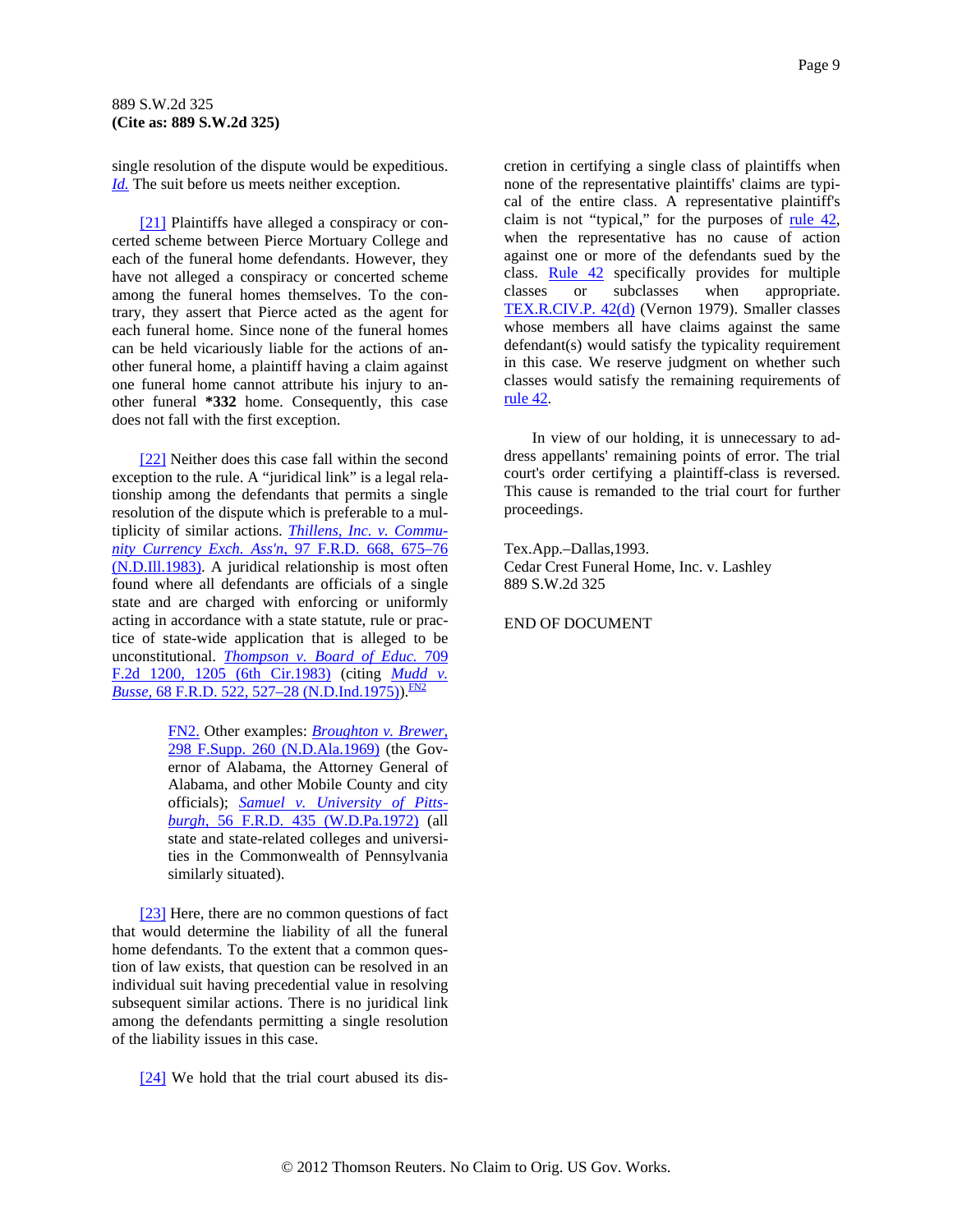single resolution of the dispute would be expeditious. *Id.* The suit before us meets neither exception.

[21] Plaintiffs have alleged a conspiracy or concerted scheme between Pierce Mortuary College and each of the funeral home defendants. However, they have not alleged a conspiracy or concerted scheme among the funeral homes themselves. To the contrary, they assert that Pierce acted as the agent for each funeral home. Since none of the funeral homes can be held vicariously liable for the actions of another funeral home, a plaintiff having a claim against one funeral home cannot attribute his injury to another funeral **\*332** home. Consequently, this case does not fall with the first exception.

[22] Neither does this case fall within the second exception to the rule. A "juridical link" is a legal relationship among the defendants that permits a single resolution of the dispute which is preferable to a multiplicity of similar actions. *Thillens, Inc. v. Community Currency Exch. Ass'n,* 97 F.R.D. 668, 675–76 (N.D.Ill.1983). A juridical relationship is most often found where all defendants are officials of a single state and are charged with enforcing or uniformly acting in accordance with a state statute, rule or practice of state-wide application that is alleged to be unconstitutional. *Thompson v. Board of Educ.* 709 F.2d 1200, 1205 (6th Cir.1983) (citing *Mudd v. Busse,* 68 F.R.D. 522, 527–28 (N.D.Ind.1975)).[FN2]

> FN2. Other examples: *Broughton v. Brewer,* 298 F.Supp. 260 (N.D.Ala.1969) (the Governor of Alabama, the Attorney General of Alabama, and other Mobile County and city officials); *Samuel v. University of Pittsburgh,* 56 F.R.D. 435 (W.D.Pa.1972) (all state and state-related colleges and universities in the Commonwealth of Pennsylvania similarly situated).

[23] Here, there are no common questions of fact that would determine the liability of all the funeral home defendants. To the extent that a common question of law exists, that question can be resolved in an individual suit having precedential value in resolving subsequent similar actions. There is no juridical link among the defendants permitting a single resolution of the liability issues in this case.

[24] We hold that the trial court abused its discretion in certifying a single class of plaintiffs when none of the representative plaintiffs' claims are typical of the entire class. A representative plaintiff's claim is not "typical," for the purposes of rule 42, when the representative has no cause of action against one or more of the defendants sued by the class. Rule 42 specifically provides for multiple classes or subclasses when appropriate. TEX.R.CIV.P. 42(d) (Vernon 1979). Smaller classes whose members all have claims against the same defendant(s) would satisfy the typicality requirement in this case. We reserve judgment on whether such classes would satisfy the remaining requirements of rule 42.

In view of our holding, it is unnecessary to address appellants' remaining points of error. The trial court's order certifying a plaintiff-class is reversed. This cause is remanded to the trial court for further proceedings.

Tex.App.–Dallas,1993.
Cedar Crest Funeral Home, Inc. v. Lashley
889 S.W.2d 325

END OF DOCUMENT